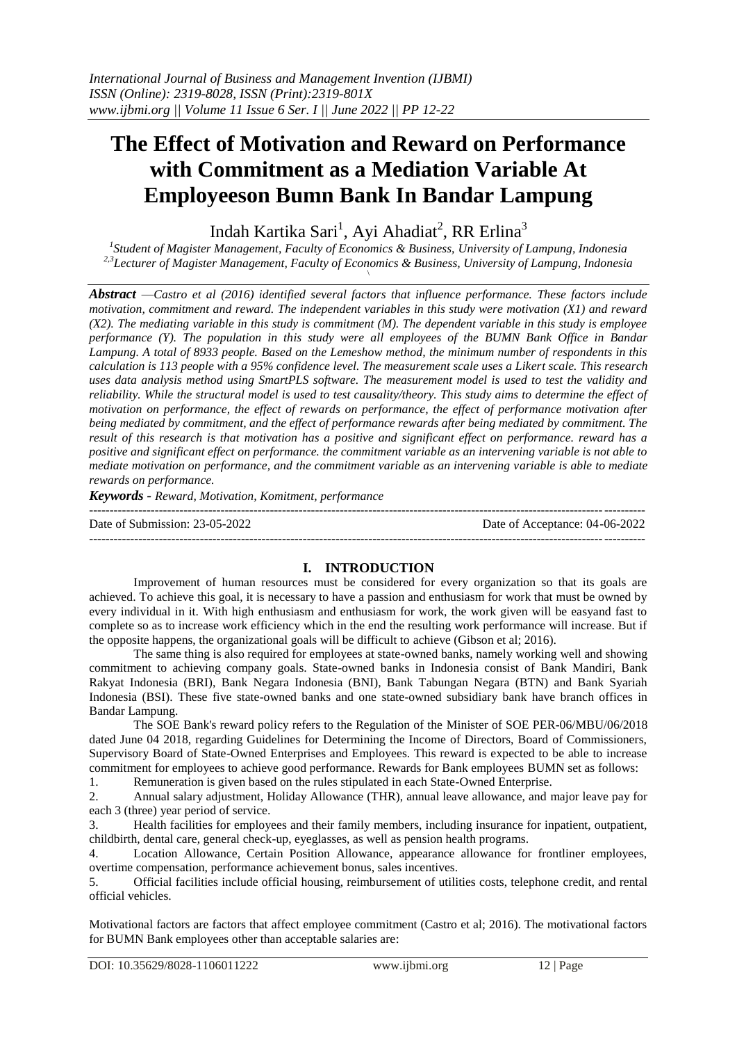# The Effect of Motivation and Reward on Performance with Commitment as a Mediation Variable At Employeeson Bumn Bank In Bandar Lampung

Indah Kartika Sari[1], Ayi Ahadiat[2], RR Erlina[3]

[1]Student of Magister Management, Faculty of Economics & Business, University of Lampung, Indonesia
[2,3]Lecturer of Magister Management, Faculty of Economics & Business, University of Lampung, Indonesia

***Abstract*** *—Castro et al (2016) identified several factors that influence performance. These factors include motivation, commitment and reward. The independent variables in this study were motivation (X1) and reward (X2). The mediating variable in this study is commitment (M). The dependent variable in this study is employee performance (Y). The population in this study were all employees of the BUMN Bank Office in Bandar Lampung. A total of 8933 people. Based on the Lemeshow method, the minimum number of respondents in this calculation is 113 people with a 95% confidence level. The measurement scale uses a Likert scale. This research uses data analysis method using SmartPLS software. The measurement model is used to test the validity and reliability. While the structural model is used to test causality/theory. This study aims to determine the effect of motivation on performance, the effect of rewards on performance, the effect of performance motivation after being mediated by commitment, and the effect of performance rewards after being mediated by commitment. The result of this research is that motivation has a positive and significant effect on performance. reward has a positive and significant effect on performance. the commitment variable as an intervening variable is not able to mediate motivation on performance, and the commitment variable as an intervening variable is able to mediate rewards on performance.*

***Keywords -*** *Reward, Motivation, Komitment, performance*

Date of Submission: 23-05-2022 | Date of Acceptance: 04-06-2022

## I. INTRODUCTION

Improvement of human resources must be considered for every organization so that its goals are achieved. To achieve this goal, it is necessary to have a passion and enthusiasm for work that must be owned by every individual in it. With high enthusiasm and enthusiasm for work, the work given will be easyand fast to complete so as to increase work efficiency which in the end the resulting work performance will increase. But if the opposite happens, the organizational goals will be difficult to achieve (Gibson et al; 2016).

The same thing is also required for employees at state-owned banks, namely working well and showing commitment to achieving company goals. State-owned banks in Indonesia consist of Bank Mandiri, Bank Rakyat Indonesia (BRI), Bank Negara Indonesia (BNI), Bank Tabungan Negara (BTN) and Bank Syariah Indonesia (BSI). These five state-owned banks and one state-owned subsidiary bank have branch offices in Bandar Lampung.

The SOE Bank's reward policy refers to the Regulation of the Minister of SOE PER-06/MBU/06/2018 dated June 04 2018, regarding Guidelines for Determining the Income of Directors, Board of Commissioners, Supervisory Board of State-Owned Enterprises and Employees. This reward is expected to be able to increase commitment for employees to achieve good performance. Rewards for Bank employees BUMN set as follows:

1. Remuneration is given based on the rules stipulated in each State-Owned Enterprise.
2. Annual salary adjustment, Holiday Allowance (THR), annual leave allowance, and major leave pay for each 3 (three) year period of service.
3. Health facilities for employees and their family members, including insurance for inpatient, outpatient, childbirth, dental care, general check-up, eyeglasses, as well as pension health programs.
4. Location Allowance, Certain Position Allowance, appearance allowance for frontliner employees, overtime compensation, performance achievement bonus, sales incentives.
5. Official facilities include official housing, reimbursement of utilities costs, telephone credit, and rental official vehicles.

Motivational factors are factors that affect employee commitment (Castro et al; 2016). The motivational factors for BUMN Bank employees other than acceptable salaries are: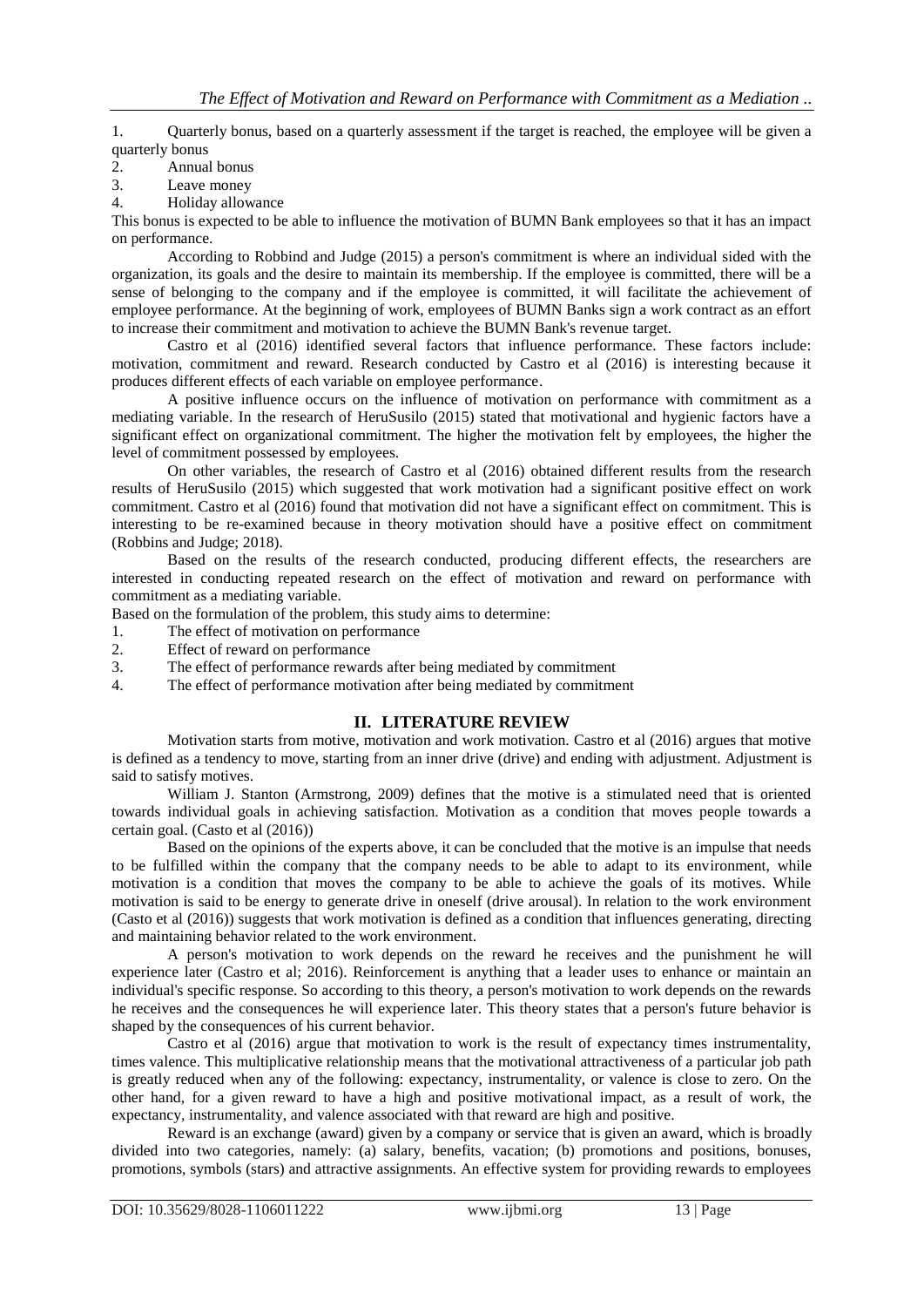1. Quarterly bonus, based on a quarterly assessment if the target is reached, the employee will be given a quarterly bonus
2. Annual bonus
3. Leave money
4. Holiday allowance

This bonus is expected to be able to influence the motivation of BUMN Bank employees so that it has an impact on performance.

According to Robbind and Judge (2015) a person's commitment is where an individual sided with the organization, its goals and the desire to maintain its membership. If the employee is committed, there will be a sense of belonging to the company and if the employee is committed, it will facilitate the achievement of employee performance. At the beginning of work, employees of BUMN Banks sign a work contract as an effort to increase their commitment and motivation to achieve the BUMN Bank's revenue target.

Castro et al (2016) identified several factors that influence performance. These factors include: motivation, commitment and reward. Research conducted by Castro et al (2016) is interesting because it produces different effects of each variable on employee performance.

A positive influence occurs on the influence of motivation on performance with commitment as a mediating variable. In the research of HeruSusilo (2015) stated that motivational and hygienic factors have a significant effect on organizational commitment. The higher the motivation felt by employees, the higher the level of commitment possessed by employees.

On other variables, the research of Castro et al (2016) obtained different results from the research results of HeruSusilo (2015) which suggested that work motivation had a significant positive effect on work commitment. Castro et al (2016) found that motivation did not have a significant effect on commitment. This is interesting to be re-examined because in theory motivation should have a positive effect on commitment (Robbins and Judge; 2018).

Based on the results of the research conducted, producing different effects, the researchers are interested in conducting repeated research on the effect of motivation and reward on performance with commitment as a mediating variable.

Based on the formulation of the problem, this study aims to determine:

1. The effect of motivation on performance
2. Effect of reward on performance
3. The effect of performance rewards after being mediated by commitment
4. The effect of performance motivation after being mediated by commitment

## II. LITERATURE REVIEW

Motivation starts from motive, motivation and work motivation. Castro et al (2016) argues that motive is defined as a tendency to move, starting from an inner drive (drive) and ending with adjustment. Adjustment is said to satisfy motives.

William J. Stanton (Armstrong, 2009) defines that the motive is a stimulated need that is oriented towards individual goals in achieving satisfaction. Motivation as a condition that moves people towards a certain goal. (Casto et al (2016))

Based on the opinions of the experts above, it can be concluded that the motive is an impulse that needs to be fulfilled within the company that the company needs to be able to adapt to its environment, while motivation is a condition that moves the company to be able to achieve the goals of its motives. While motivation is said to be energy to generate drive in oneself (drive arousal). In relation to the work environment (Casto et al (2016)) suggests that work motivation is defined as a condition that influences generating, directing and maintaining behavior related to the work environment.

A person's motivation to work depends on the reward he receives and the punishment he will experience later (Castro et al; 2016). Reinforcement is anything that a leader uses to enhance or maintain an individual's specific response. So according to this theory, a person's motivation to work depends on the rewards he receives and the consequences he will experience later. This theory states that a person's future behavior is shaped by the consequences of his current behavior.

Castro et al (2016) argue that motivation to work is the result of expectancy times instrumentality, times valence. This multiplicative relationship means that the motivational attractiveness of a particular job path is greatly reduced when any of the following: expectancy, instrumentality, or valence is close to zero. On the other hand, for a given reward to have a high and positive motivational impact, as a result of work, the expectancy, instrumentality, and valence associated with that reward are high and positive.

Reward is an exchange (award) given by a company or service that is given an award, which is broadly divided into two categories, namely: (a) salary, benefits, vacation; (b) promotions and positions, bonuses, promotions, symbols (stars) and attractive assignments. An effective system for providing rewards to employees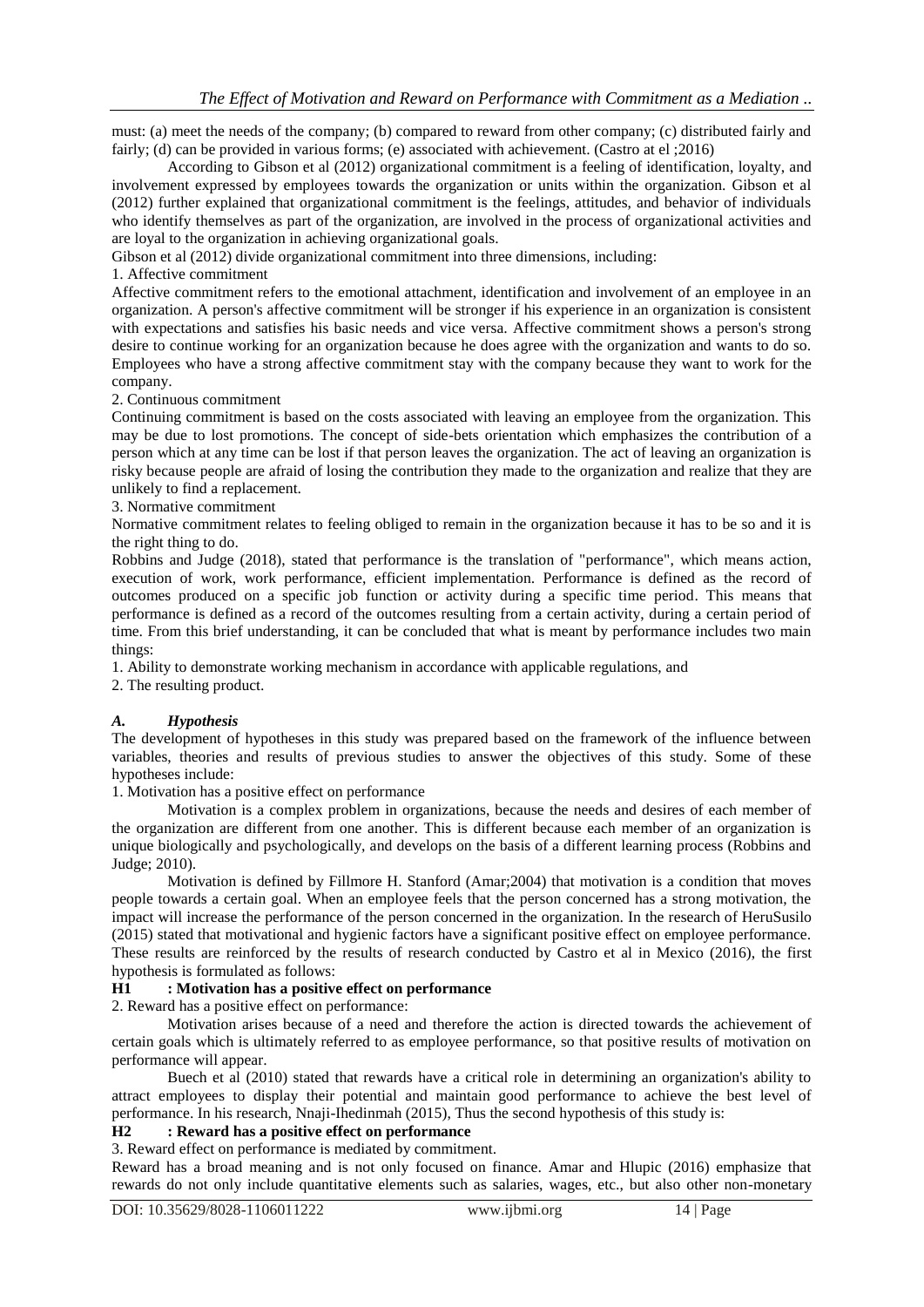must: (a) meet the needs of the company; (b) compared to reward from other company; (c) distributed fairly and fairly; (d) can be provided in various forms; (e) associated with achievement. (Castro at el ;2016)

According to Gibson et al (2012) organizational commitment is a feeling of identification, loyalty, and involvement expressed by employees towards the organization or units within the organization. Gibson et al (2012) further explained that organizational commitment is the feelings, attitudes, and behavior of individuals who identify themselves as part of the organization, are involved in the process of organizational activities and are loyal to the organization in achieving organizational goals.

Gibson et al (2012) divide organizational commitment into three dimensions, including:

1. Affective commitment

Affective commitment refers to the emotional attachment, identification and involvement of an employee in an organization. A person's affective commitment will be stronger if his experience in an organization is consistent with expectations and satisfies his basic needs and vice versa. Affective commitment shows a person's strong desire to continue working for an organization because he does agree with the organization and wants to do so. Employees who have a strong affective commitment stay with the company because they want to work for the company.

2. Continuous commitment

Continuing commitment is based on the costs associated with leaving an employee from the organization. This may be due to lost promotions. The concept of side-bets orientation which emphasizes the contribution of a person which at any time can be lost if that person leaves the organization. The act of leaving an organization is risky because people are afraid of losing the contribution they made to the organization and realize that they are unlikely to find a replacement.

3. Normative commitment

Normative commitment relates to feeling obliged to remain in the organization because it has to be so and it is the right thing to do.

Robbins and Judge (2018), stated that performance is the translation of "performance", which means action, execution of work, work performance, efficient implementation. Performance is defined as the record of outcomes produced on a specific job function or activity during a specific time period. This means that performance is defined as a record of the outcomes resulting from a certain activity, during a certain period of time. From this brief understanding, it can be concluded that what is meant by performance includes two main things:

1. Ability to demonstrate working mechanism in accordance with applicable regulations, and
2. The resulting product.

### *A. Hypothesis*

The development of hypotheses in this study was prepared based on the framework of the influence between variables, theories and results of previous studies to answer the objectives of this study. Some of these hypotheses include:

1. Motivation has a positive effect on performance

Motivation is a complex problem in organizations, because the needs and desires of each member of the organization are different from one another. This is different because each member of an organization is unique biologically and psychologically, and develops on the basis of a different learning process (Robbins and Judge; 2010).

Motivation is defined by Fillmore H. Stanford (Amar;2004) that motivation is a condition that moves people towards a certain goal. When an employee feels that the person concerned has a strong motivation, the impact will increase the performance of the person concerned in the organization. In the research of HeruSusilo (2015) stated that motivational and hygienic factors have a significant positive effect on employee performance. These results are reinforced by the results of research conducted by Castro et al in Mexico (2016), the first hypothesis is formulated as follows:

**H1 : Motivation has a positive effect on performance**

2. Reward has a positive effect on performance:

Motivation arises because of a need and therefore the action is directed towards the achievement of certain goals which is ultimately referred to as employee performance, so that positive results of motivation on performance will appear.

Buech et al (2010) stated that rewards have a critical role in determining an organization's ability to attract employees to display their potential and maintain good performance to achieve the best level of performance. In his research, Nnaji-Ihedinmah (2015), Thus the second hypothesis of this study is:

**H2 : Reward has a positive effect on performance**

3. Reward effect on performance is mediated by commitment.

Reward has a broad meaning and is not only focused on finance. Amar and Hlupic (2016) emphasize that rewards do not only include quantitative elements such as salaries, wages, etc., but also other non-monetary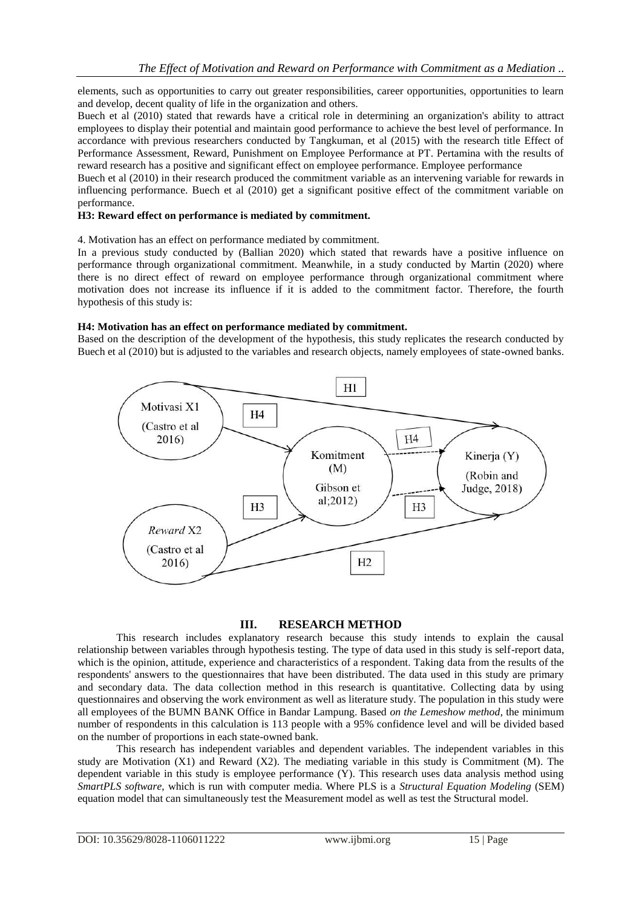elements, such as opportunities to carry out greater responsibilities, career opportunities, opportunities to learn and develop, decent quality of life in the organization and others.

Buech et al (2010) stated that rewards have a critical role in determining an organization's ability to attract employees to display their potential and maintain good performance to achieve the best level of performance. In accordance with previous researchers conducted by Tangkuman, et al (2015) with the research title Effect of Performance Assessment, Reward, Punishment on Employee Performance at PT. Pertamina with the results of reward research has a positive and significant effect on employee performance. Employee performance

Buech et al (2010) in their research produced the commitment variable as an intervening variable for rewards in influencing performance. Buech et al (2010) get a significant positive effect of the commitment variable on performance.

**H3: Reward effect on performance is mediated by commitment.**

4. Motivation has an effect on performance mediated by commitment.

In a previous study conducted by (Ballian 2020) which stated that rewards have a positive influence on performance through organizational commitment. Meanwhile, in a study conducted by Martin (2020) where there is no direct effect of reward on employee performance through organizational commitment where motivation does not increase its influence if it is added to the commitment factor. Therefore, the fourth hypothesis of this study is:

**H4: Motivation has an effect on performance mediated by commitment.**

Based on the description of the development of the hypothesis, this study replicates the research conducted by Buech et al (2010) but is adjusted to the variables and research objects, namely employees of state-owned banks.

Motivasi X1 (Castro et al 2016) — H1 → Kinerja (Y) (Robin and Judge, 2018)
Motivasi X1 — H4 → Komitment (M) (Gibson et al;2012) — H4 → Kinerja (Y)
Reward X2 (Castro et al 2016) — H3 → Komitment (M) — H3 → Kinerja (Y)
Reward X2 — H2 → Kinerja (Y)

## III. RESEARCH METHOD

This research includes explanatory research because this study intends to explain the causal relationship between variables through hypothesis testing. The type of data used in this study is self-report data, which is the opinion, attitude, experience and characteristics of a respondent. Taking data from the results of the respondents' answers to the questionnaires that have been distributed. The data used in this study are primary and secondary data. The data collection method in this research is quantitative. Collecting data by using questionnaires and observing the work environment as well as literature study. The population in this study were all employees of the BUMN BANK Office in Bandar Lampung. Based *on the Lemeshow method*, the minimum number of respondents in this calculation is 113 people with a 95% confidence level and will be divided based on the number of proportions in each state-owned bank.

This research has independent variables and dependent variables. The independent variables in this study are Motivation (X1) and Reward (X2). The mediating variable in this study is Commitment (M). The dependent variable in this study is employee performance (Y). This research uses data analysis method using *SmartPLS software*, which is run with computer media. Where PLS is a *Structural Equation Modeling* (SEM) equation model that can simultaneously test the Measurement model as well as test the Structural model.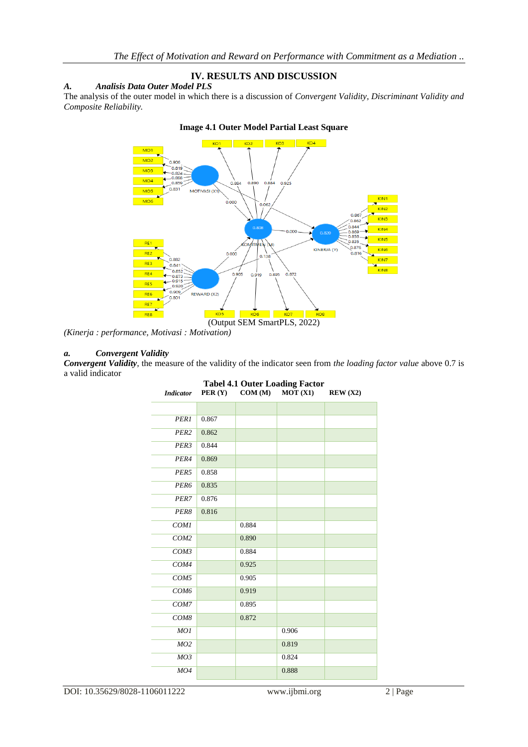## IV. RESULTS AND DISCUSSION

### *A. Analisis Data Outer Model PLS*

The analysis of the outer model in which there is a discussion of *Convergent Validity, Discriminant Validity and Composite Reliability.*

**Image 4.1 Outer Model Partial Least Square**

(Output SEM SmartPLS, 2022)

*(Kinerja : performance, Motivasi : Motivation)*

#### *a. Convergent Validity*

***Convergent Validity***, the measure of the validity of the indicator seen from *the loading factor value* above 0.7 is a valid indicator

**Tabel 4.1 Outer Loading Factor**

| *Indicator* | PER (Y) | COM (M) | MOT (X1) | REW (X2) |
|---|---|---|---|---|
| | | | | |
| *PER1* | 0.867 | | | |
| *PER2* | 0.862 | | | |
| *PER3* | 0.844 | | | |
| *PER4* | 0.869 | | | |
| *PER5* | 0.858 | | | |
| *PER6* | 0.835 | | | |
| *PER7* | 0.876 | | | |
| *PER8* | 0.816 | | | |
| *COM1* | | 0.884 | | |
| *COM2* | | 0.890 | | |
| *COM3* | | 0.884 | | |
| *COM4* | | 0.925 | | |
| *COM5* | | 0.905 | | |
| *COM6* | | 0.919 | | |
| *COM7* | | 0.895 | | |
| *COM8* | | 0.872 | | |
| *MO1* | | | 0.906 | |
| *MO2* | | | 0.819 | |
| *MO3* | | | 0.824 | |
| *MO4* | | | 0.888 | |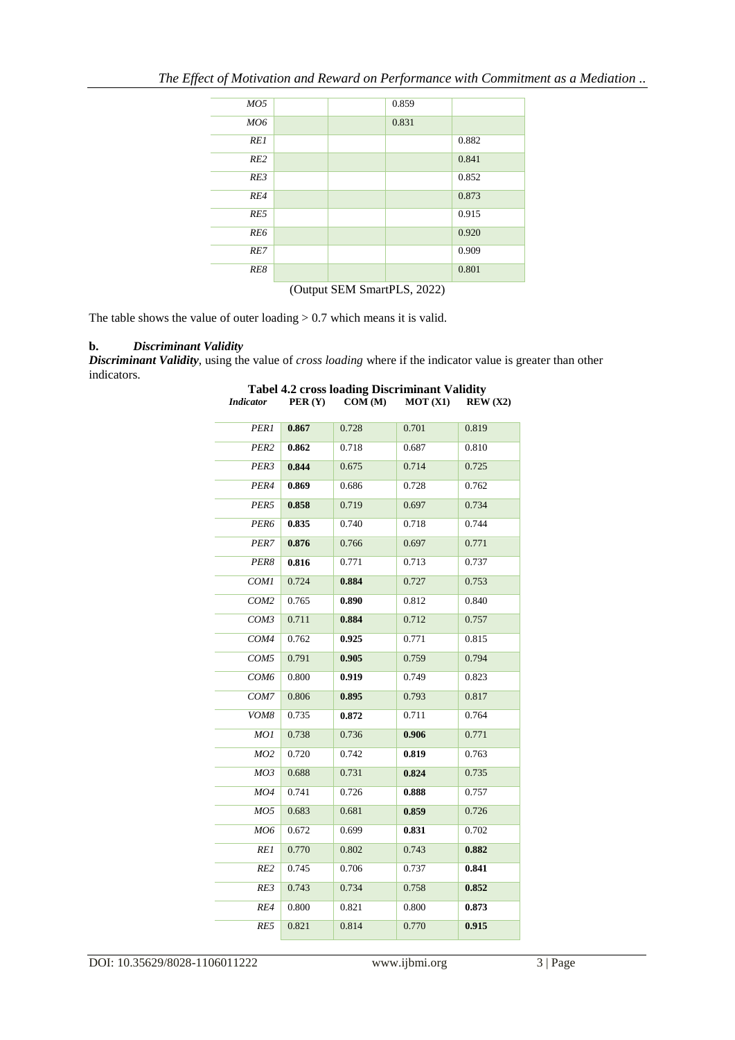| | | | | |
|---|---|---|---|---|
| *MO5* | | | 0.859 | |
| *MO6* | | | 0.831 | |
| *RE1* | | | | 0.882 |
| *RE2* | | | | 0.841 |
| *RE3* | | | | 0.852 |
| *RE4* | | | | 0.873 |
| *RE5* | | | | 0.915 |
| *RE6* | | | | 0.920 |
| *RE7* | | | | 0.909 |
| *RE8* | | | | 0.801 |

(Output SEM SmartPLS, 2022)

The table shows the value of outer loading > 0.7 which means it is valid.

**b.** ***Discriminant Validity***

***Discriminant Validity***, using the value of *cross loading* where if the indicator value is greater than other indicators.

**Tabel 4.2 cross loading Discriminant Validity**

| *Indicator* | PER (Y) | COM (M) | MOT (X1) | REW (X2) |
|---|---|---|---|---|
| *PER1* | **0.867** | 0.728 | 0.701 | 0.819 |
| *PER2* | **0.862** | 0.718 | 0.687 | 0.810 |
| *PER3* | **0.844** | 0.675 | 0.714 | 0.725 |
| *PER4* | **0.869** | 0.686 | 0.728 | 0.762 |
| *PER5* | **0.858** | 0.719 | 0.697 | 0.734 |
| *PER6* | **0.835** | 0.740 | 0.718 | 0.744 |
| *PER7* | **0.876** | 0.766 | 0.697 | 0.771 |
| *PER8* | **0.816** | 0.771 | 0.713 | 0.737 |
| *COM1* | 0.724 | **0.884** | 0.727 | 0.753 |
| *COM2* | 0.765 | **0.890** | 0.812 | 0.840 |
| *COM3* | 0.711 | **0.884** | 0.712 | 0.757 |
| *COM4* | 0.762 | **0.925** | 0.771 | 0.815 |
| *COM5* | 0.791 | **0.905** | 0.759 | 0.794 |
| *COM6* | 0.800 | **0.919** | 0.749 | 0.823 |
| *COM7* | 0.806 | **0.895** | 0.793 | 0.817 |
| *VOM8* | 0.735 | **0.872** | 0.711 | 0.764 |
| *MO1* | 0.738 | 0.736 | **0.906** | 0.771 |
| *MO2* | 0.720 | 0.742 | **0.819** | 0.763 |
| *MO3* | 0.688 | 0.731 | **0.824** | 0.735 |
| *MO4* | 0.741 | 0.726 | **0.888** | 0.757 |
| *MO5* | 0.683 | 0.681 | **0.859** | 0.726 |
| *MO6* | 0.672 | 0.699 | **0.831** | 0.702 |
| *RE1* | 0.770 | 0.802 | 0.743 | **0.882** |
| *RE2* | 0.745 | 0.706 | 0.737 | **0.841** |
| *RE3* | 0.743 | 0.734 | 0.758 | **0.852** |
| *RE4* | 0.800 | 0.821 | 0.800 | **0.873** |
| *RE5* | 0.821 | 0.814 | 0.770 | **0.915** |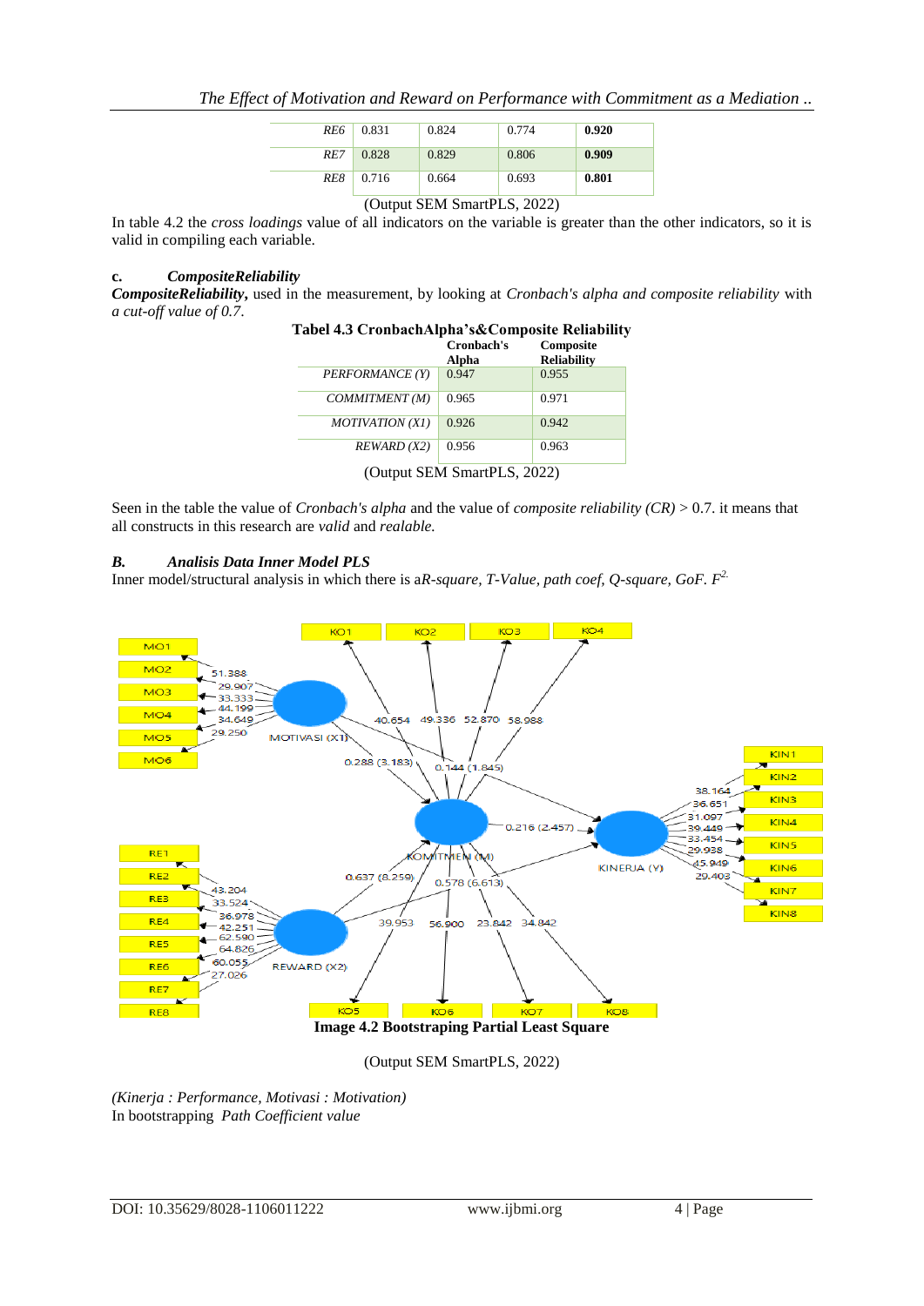| RE6 | 0.831 | 0.824 | 0.774 | **0.920** |
|---|---|---|---|---|
| RE7 | 0.828 | 0.829 | 0.806 | **0.909** |
| RE8 | 0.716 | 0.664 | 0.693 | **0.801** |

(Output SEM SmartPLS, 2022)

In table 4.2 the *cross loadings* value of all indicators on the variable is greater than the other indicators, so it is valid in compiling each variable.

**c. *CompositeReliability***

***CompositeReliability*,** used in the measurement, by looking at *Cronbach's alpha and composite reliability* with *a cut-off value of 0.7.*

**Tabel 4.3 CronbachAlpha's&Composite Reliability**

| | Cronbach's Alpha | Composite Reliability |
|---|---|---|
| *PERFORMANCE (Y)* | 0.947 | 0.955 |
| *COMMITMENT (M)* | 0.965 | 0.971 |
| *MOTIVATION (X1)* | 0.926 | 0.942 |
| *REWARD (X2)* | 0.956 | 0.963 |

(Output SEM SmartPLS, 2022)

Seen in the table the value of *Cronbach's alpha* and the value of *composite reliability (CR)* > 0.7. it means that all constructs in this research are *valid* and *realable.*

### *B. Analisis Data Inner Model PLS*

Inner model/structural analysis in which there is a*R-square, T-Value, path coef, Q-square, GoF. $F^2$.*

**Image 4.2 Bootstraping Partial Least Square**

(Output SEM SmartPLS, 2022)

*(Kinerja : Performance, Motivasi : Motivation)*

In bootstrapping *Path Coefficient value*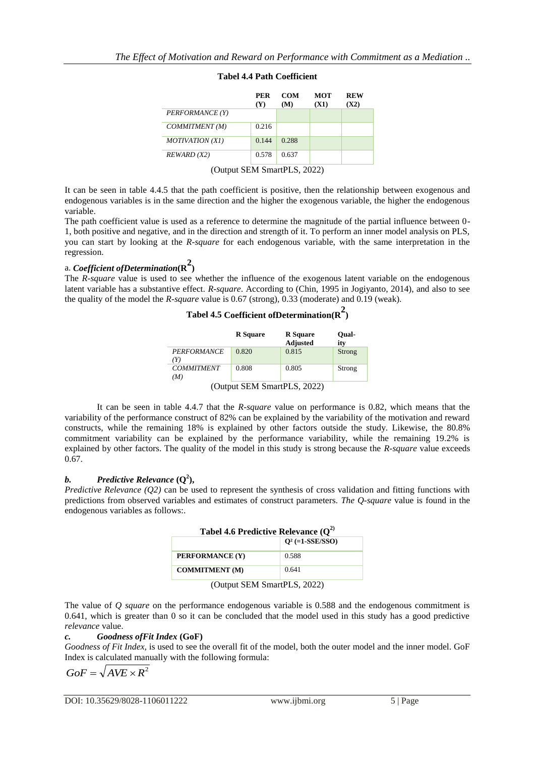**Tabel 4.4 Path Coefficient**

| | PER (Y) | COM (M) | MOT (X1) | REW (X2) |
|---|---|---|---|---|
| *PERFORMANCE (Y)* | | | | |
| *COMMITMENT (M)* | 0.216 | | | |
| *MOTIVATION (X1)* | 0.144 | 0.288 | | |
| *REWARD (X2)* | 0.578 | 0.637 | | |

(Output SEM SmartPLS, 2022)

It can be seen in table 4.4.5 that the path coefficient is positive, then the relationship between exogenous and endogenous variables is in the same direction and the higher the exogenous variable, the higher the endogenous variable.

The path coefficient value is used as a reference to determine the magnitude of the partial influence between 0-1, both positive and negative, and in the direction and strength of it. To perform an inner model analysis on PLS, you can start by looking at the *R-square* for each endogenous variable, with the same interpretation in the regression.

### a. *Coefficient ofDetermination*($R^2$)

The *R-square* value is used to see whether the influence of the exogenous latent variable on the endogenous latent variable has a substantive effect. *R-square*. According to (Chin, 1995 in Jogiyanto, 2014), and also to see the quality of the model the *R-square* value is 0.67 (strong), 0.33 (moderate) and 0.19 (weak).

**Tabel 4.5 Coefficient ofDetermination($R^2$)**

| | R Square | R Square Adjusted | Quality |
|---|---|---|---|
| *PERFORMANCE (Y)* | 0.820 | 0.815 | Strong |
| *COMMITMENT (M)* | 0.808 | 0.805 | Strong |

(Output SEM SmartPLS, 2022)

It can be seen in table 4.4.7 that the *R-square* value on performance is 0.82, which means that the variability of the performance construct of 82% can be explained by the variability of the motivation and reward constructs, while the remaining 18% is explained by other factors outside the study. Likewise, the 80.8% commitment variability can be explained by the performance variability, while the remaining 19.2% is explained by other factors. The quality of the model in this study is strong because the *R-square* value exceeds 0.67.

### *b. Predictive Relevance* ($Q^2$),

*Predictive Relevance (Q2)* can be used to represent the synthesis of cross validation and fitting functions with predictions from observed variables and estimates of construct parameters. *The Q-square* value is found in the endogenous variables as follows:.

**Tabel 4.6 Predictive Relevance ($Q^2$)**

| | $Q^2$ (=1-SSE/SSO) |
|---|---|
| **PERFORMANCE (Y)** | 0.588 |
| **COMMITMENT (M)** | 0.641 |

(Output SEM SmartPLS, 2022)

The value of *Q square* on the performance endogenous variable is 0.588 and the endogenous commitment is 0.641, which is greater than 0 so it can be concluded that the model used in this study has a good predictive *relevance* value.

### *c. Goodness ofFit Index* (GoF)

*Goodness of Fit Index*, is used to see the overall fit of the model, both the outer model and the inner model. GoF Index is calculated manually with the following formula:

$$GoF = \sqrt{AVE \times R^2}$$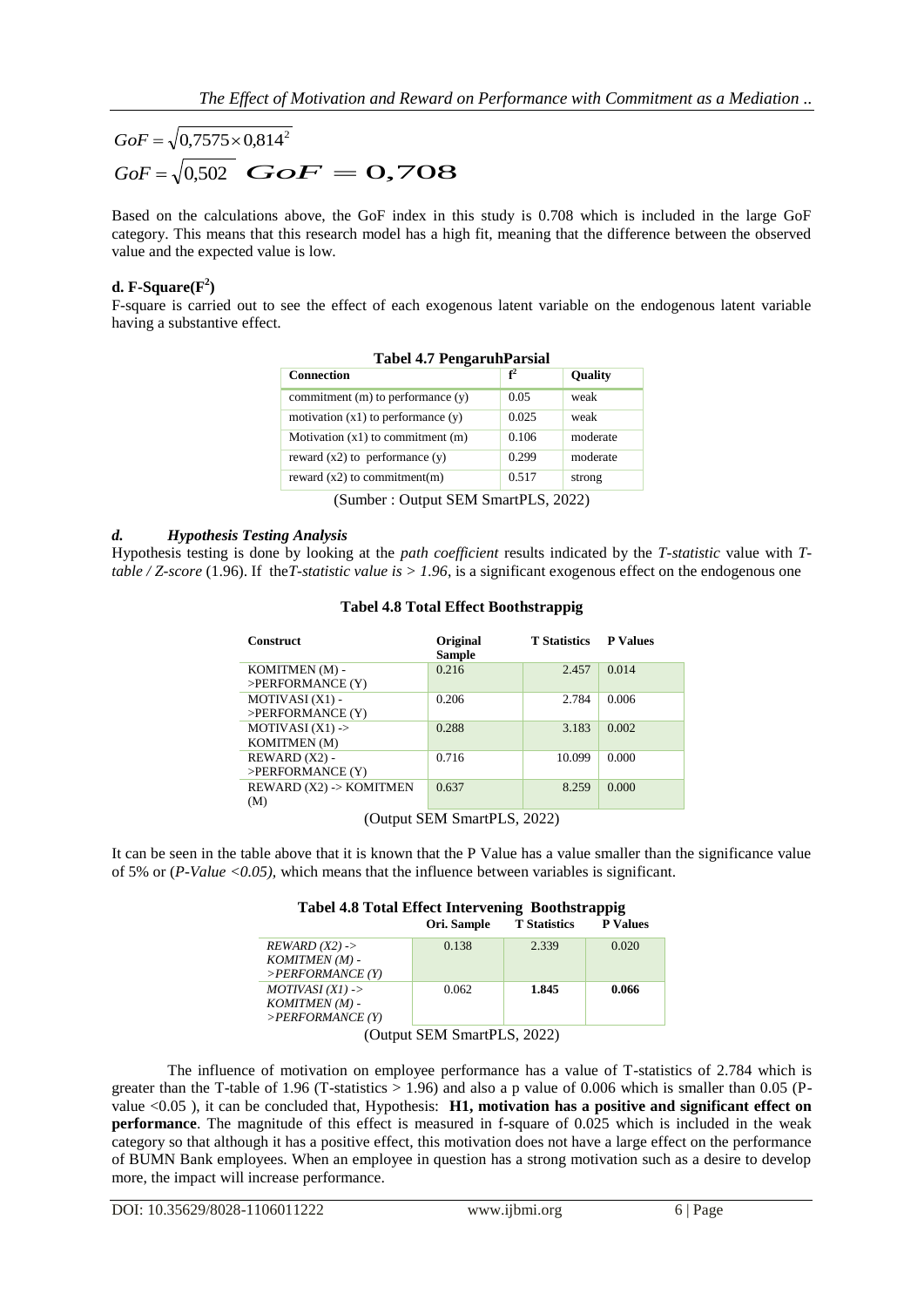$$GoF = \sqrt{0{,}7575 \times 0{,}814^2}$$

$$GoF = \sqrt{0{,}502} \quad GoF = 0{,}708$$

Based on the calculations above, the GoF index in this study is 0.708 which is included in the large GoF category. This means that this research model has a high fit, meaning that the difference between the observed value and the expected value is low.

### d. F-Square($F^2$)

F-square is carried out to see the effect of each exogenous latent variable on the endogenous latent variable having a substantive effect.

**Tabel 4.7 PengaruhParsial**

| Connection | $f^2$ | Quality |
|---|---|---|
| commitment (m) to performance (y) | 0.05 | weak |
| motivation (x1) to performance (y) | 0.025 | weak |
| Motivation (x1) to commitment (m) | 0.106 | moderate |
| reward (x2) to performance (y) | 0.299 | moderate |
| reward (x2) to commitment(m) | 0.517 | strong |

(Sumber : Output SEM SmartPLS, 2022)

### *d. Hypothesis Testing Analysis*

Hypothesis testing is done by looking at the *path coefficient* results indicated by the *T-statistic* value with *T-table / Z-score* (1.96). If the*T-statistic value is > 1.96*, is a significant exogenous effect on the endogenous one

**Tabel 4.8 Total Effect Boothstrappig**

| Construct | Original Sample | T Statistics | P Values |
|---|---|---|---|
| KOMITMEN (M) ->PERFORMANCE (Y) | 0.216 | 2.457 | 0.014 |
| MOTIVASI (X1) ->PERFORMANCE (Y) | 0.206 | 2.784 | 0.006 |
| MOTIVASI (X1) -> KOMITMEN (M) | 0.288 | 3.183 | 0.002 |
| REWARD (X2) ->PERFORMANCE (Y) | 0.716 | 10.099 | 0.000 |
| REWARD (X2) -> KOMITMEN (M) | 0.637 | 8.259 | 0.000 |

(Output SEM SmartPLS, 2022)

It can be seen in the table above that it is known that the P Value has a value smaller than the significance value of 5% or (*P-Value <0.05),* which means that the influence between variables is significant.

**Tabel 4.8 Total Effect Intervening Boothstrappig**

| | Ori. Sample | T Statistics | P Values |
|---|---|---|---|
| *REWARD (X2) -> KOMITMEN (M) ->PERFORMANCE (Y)* | 0.138 | 2.339 | 0.020 |
| *MOTIVASI (X1) -> KOMITMEN (M) ->PERFORMANCE (Y)* | 0.062 | **1.845** | **0.066** |

(Output SEM SmartPLS, 2022)

The influence of motivation on employee performance has a value of T-statistics of 2.784 which is greater than the T-table of 1.96 (T-statistics > 1.96) and also a p value of 0.006 which is smaller than 0.05 (P-value <0.05 ), it can be concluded that, Hypothesis: **H1, motivation has a positive and significant effect on performance**. The magnitude of this effect is measured in f-square of 0.025 which is included in the weak category so that although it has a positive effect, this motivation does not have a large effect on the performance of BUMN Bank employees. When an employee in question has a strong motivation such as a desire to develop more, the impact will increase performance.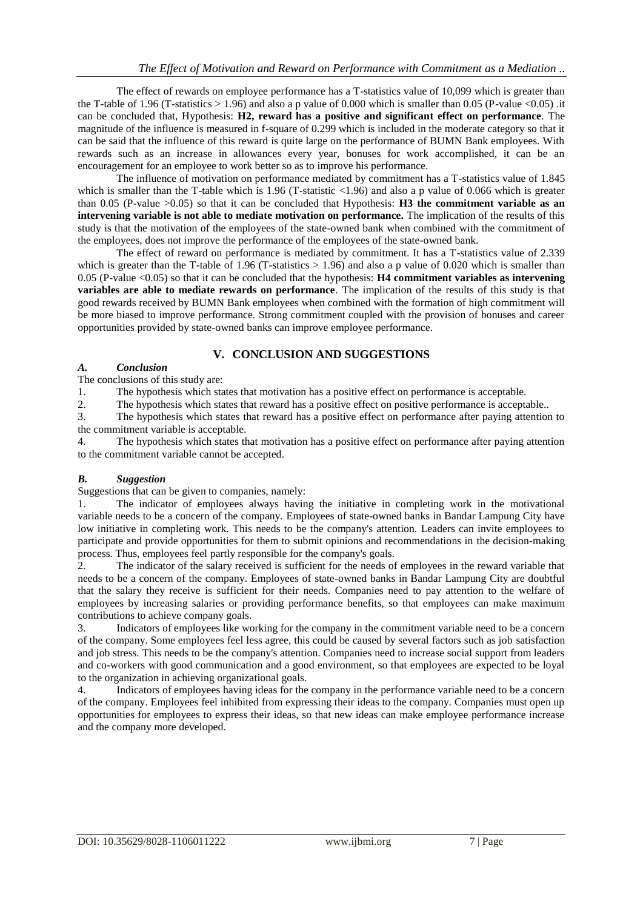The effect of rewards on employee performance has a T-statistics value of 10,099 which is greater than the T-table of 1.96 (T-statistics > 1.96) and also a p value of 0.000 which is smaller than 0.05 (P-value <0.05) .it can be concluded that, Hypothesis: **H2, reward has a positive and significant effect on performance**. The magnitude of the influence is measured in f-square of 0.299 which is included in the moderate category so that it can be said that the influence of this reward is quite large on the performance of BUMN Bank employees. With rewards such as an increase in allowances every year, bonuses for work accomplished, it can be an encouragement for an employee to work better so as to improve his performance.

The influence of motivation on performance mediated by commitment has a T-statistics value of 1.845 which is smaller than the T-table which is 1.96 (T-statistic <1.96) and also a p value of 0.066 which is greater than 0.05 (P-value >0.05) so that it can be concluded that Hypothesis: **H3 the commitment variable as an intervening variable is not able to mediate motivation on performance.** The implication of the results of this study is that the motivation of the employees of the state-owned bank when combined with the commitment of the employees, does not improve the performance of the employees of the state-owned bank.

The effect of reward on performance is mediated by commitment. It has a T-statistics value of 2.339 which is greater than the T-table of 1.96 (T-statistics > 1.96) and also a p value of 0.020 which is smaller than 0.05 (P-value <0.05) so that it can be concluded that the hypothesis: **H4 commitment variables as intervening variables are able to mediate rewards on performance**. The implication of the results of this study is that good rewards received by BUMN Bank employees when combined with the formation of high commitment will be more biased to improve performance. Strong commitment coupled with the provision of bonuses and career opportunities provided by state-owned banks can improve employee performance.

## V. CONCLUSION AND SUGGESTIONS

### *A. Conclusion*

The conclusions of this study are:

1. The hypothesis which states that motivation has a positive effect on performance is acceptable.
2. The hypothesis which states that reward has a positive effect on positive performance is acceptable..
3. The hypothesis which states that reward has a positive effect on performance after paying attention to the commitment variable is acceptable.
4. The hypothesis which states that motivation has a positive effect on performance after paying attention to the commitment variable cannot be accepted.

### *B. Suggestion*

Suggestions that can be given to companies, namely:

1. The indicator of employees always having the initiative in completing work in the motivational variable needs to be a concern of the company. Employees of state-owned banks in Bandar Lampung City have low initiative in completing work. This needs to be the company's attention. Leaders can invite employees to participate and provide opportunities for them to submit opinions and recommendations in the decision-making process. Thus, employees feel partly responsible for the company's goals.
2. The indicator of the salary received is sufficient for the needs of employees in the reward variable that needs to be a concern of the company. Employees of state-owned banks in Bandar Lampung City are doubtful that the salary they receive is sufficient for their needs. Companies need to pay attention to the welfare of employees by increasing salaries or providing performance benefits, so that employees can make maximum contributions to achieve company goals.
3. Indicators of employees like working for the company in the commitment variable need to be a concern of the company. Some employees feel less agree, this could be caused by several factors such as job satisfaction and job stress. This needs to be the company's attention. Companies need to increase social support from leaders and co-workers with good communication and a good environment, so that employees are expected to be loyal to the organization in achieving organizational goals.
4. Indicators of employees having ideas for the company in the performance variable need to be a concern of the company. Employees feel inhibited from expressing their ideas to the company. Companies must open up opportunities for employees to express their ideas, so that new ideas can make employee performance increase and the company more developed.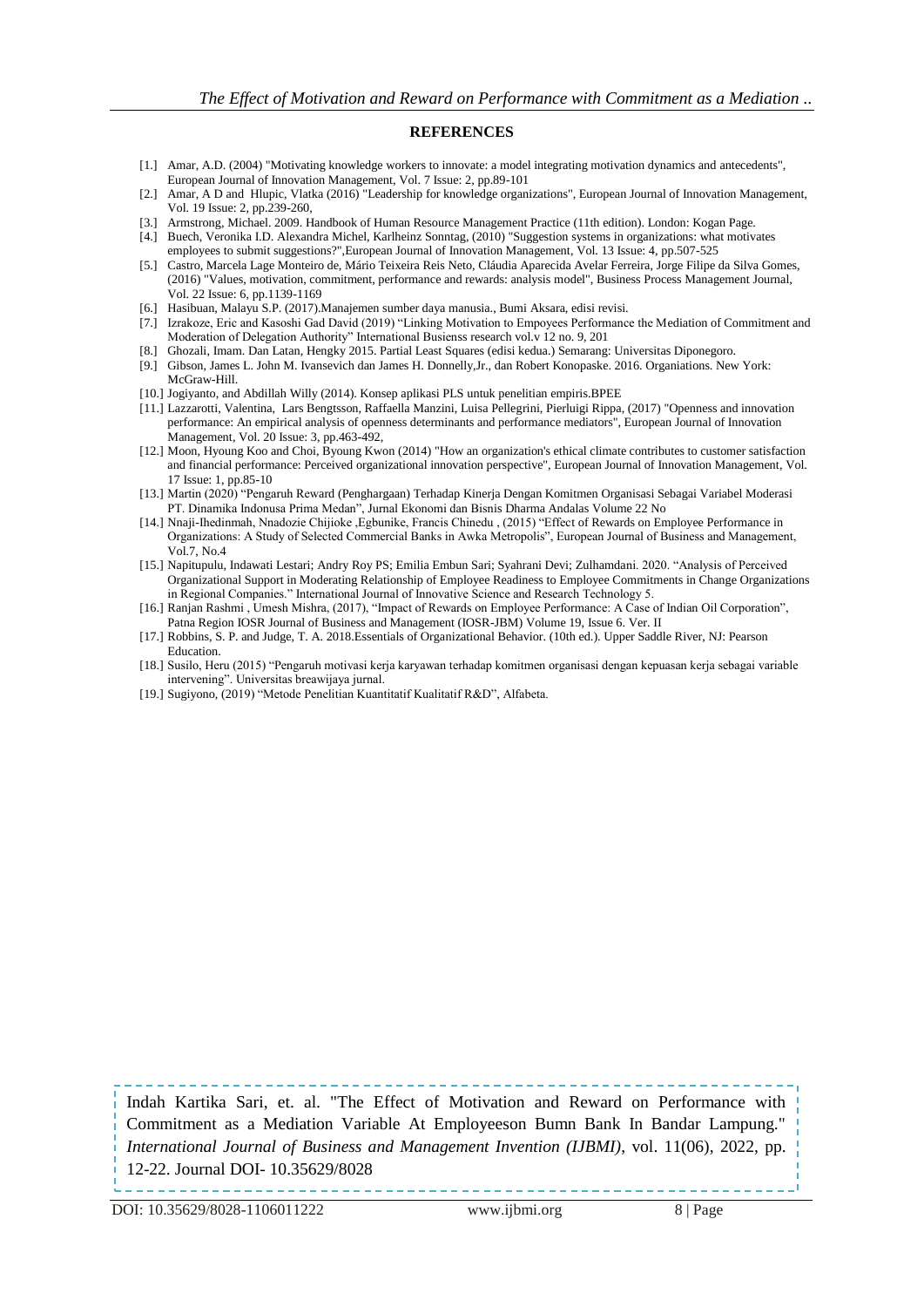## REFERENCES

[1.] Amar, A.D. (2004) "Motivating knowledge workers to innovate: a model integrating motivation dynamics and antecedents", European Journal of Innovation Management, Vol. 7 Issue: 2, pp.89-101

[2.] Amar, A D and Hlupic, Vlatka (2016) "Leadership for knowledge organizations", European Journal of Innovation Management, Vol. 19 Issue: 2, pp.239-260,

[3.] Armstrong, Michael. 2009. Handbook of Human Resource Management Practice (11th edition). London: Kogan Page.

[4.] Buech, Veronika I.D. Alexandra Michel, Karlheinz Sonntag, (2010) "Suggestion systems in organizations: what motivates employees to submit suggestions?",European Journal of Innovation Management, Vol. 13 Issue: 4, pp.507-525

[5.] Castro, Marcela Lage Monteiro de, Mário Teixeira Reis Neto, Cláudia Aparecida Avelar Ferreira, Jorge Filipe da Silva Gomes, (2016) "Values, motivation, commitment, performance and rewards: analysis model", Business Process Management Journal, Vol. 22 Issue: 6, pp.1139-1169

[6.] Hasibuan, Malayu S.P. (2017).Manajemen sumber daya manusia., Bumi Aksara, edisi revisi.

[7.] Izrakoze, Eric and Kasoshi Gad David (2019) "Linking Motivation to Empoyees Performance the Mediation of Commitment and Moderation of Delegation Authority" International Busienss research vol.v 12 no. 9, 201

[8.] Ghozali, Imam. Dan Latan, Hengky 2015. Partial Least Squares (edisi kedua.) Semarang: Universitas Diponegoro.

[9.] Gibson, James L. John M. Ivansevich dan James H. Donnelly,Jr., dan Robert Konopaske. 2016. Organiations. New York: McGraw-Hill.

[10.] Jogiyanto, and Abdillah Willy (2014). Konsep aplikasi PLS untuk penelitian empiris.BPEE

[11.] Lazzarotti, Valentina, Lars Bengtsson, Raffaella Manzini, Luisa Pellegrini, Pierluigi Rippa, (2017) "Openness and innovation performance: An empirical analysis of openness determinants and performance mediators", European Journal of Innovation Management, Vol. 20 Issue: 3, pp.463-492,

[12.] Moon, Hyoung Koo and Choi, Byoung Kwon (2014) "How an organization's ethical climate contributes to customer satisfaction and financial performance: Perceived organizational innovation perspective", European Journal of Innovation Management, Vol. 17 Issue: 1, pp.85-10

[13.] Martin (2020) "Pengaruh Reward (Penghargaan) Terhadap Kinerja Dengan Komitmen Organisasi Sebagai Variabel Moderasi PT. Dinamika Indonusa Prima Medan", Jurnal Ekonomi dan Bisnis Dharma Andalas Volume 22 No

[14.] Nnaji-Ihedinmah, Nnadozie Chijioke ,Egbunike, Francis Chinedu , (2015) "Effect of Rewards on Employee Performance in Organizations: A Study of Selected Commercial Banks in Awka Metropolis", European Journal of Business and Management, Vol.7, No.4

[15.] Napitupulu, Indawati Lestari; Andry Roy PS; Emilia Embun Sari; Syahrani Devi; Zulhamdani. 2020. "Analysis of Perceived Organizational Support in Moderating Relationship of Employee Readiness to Employee Commitments in Change Organizations in Regional Companies." International Journal of Innovative Science and Research Technology 5.

[16.] Ranjan Rashmi , Umesh Mishra, (2017), "Impact of Rewards on Employee Performance: A Case of Indian Oil Corporation", Patna Region IOSR Journal of Business and Management (IOSR-JBM) Volume 19, Issue 6. Ver. II

[17.] Robbins, S. P. and Judge, T. A. 2018.Essentials of Organizational Behavior. (10th ed.). Upper Saddle River, NJ: Pearson Education.

[18.] Susilo, Heru (2015) "Pengaruh motivasi kerja karyawan terhadap komitmen organisasi dengan kepuasan kerja sebagai variable intervening". Universitas breawijaya jurnal.

[19.] Sugiyono, (2019) "Metode Penelitian Kuantitatif Kualitatif R&D", Alfabeta.

Indah Kartika Sari, et. al. "The Effect of Motivation and Reward on Performance with Commitment as a Mediation Variable At Employeeson Bumn Bank In Bandar Lampung." *International Journal of Business and Management Invention (IJBMI)*, vol. 11(06), 2022, pp. 12-22. Journal DOI- 10.35629/8028